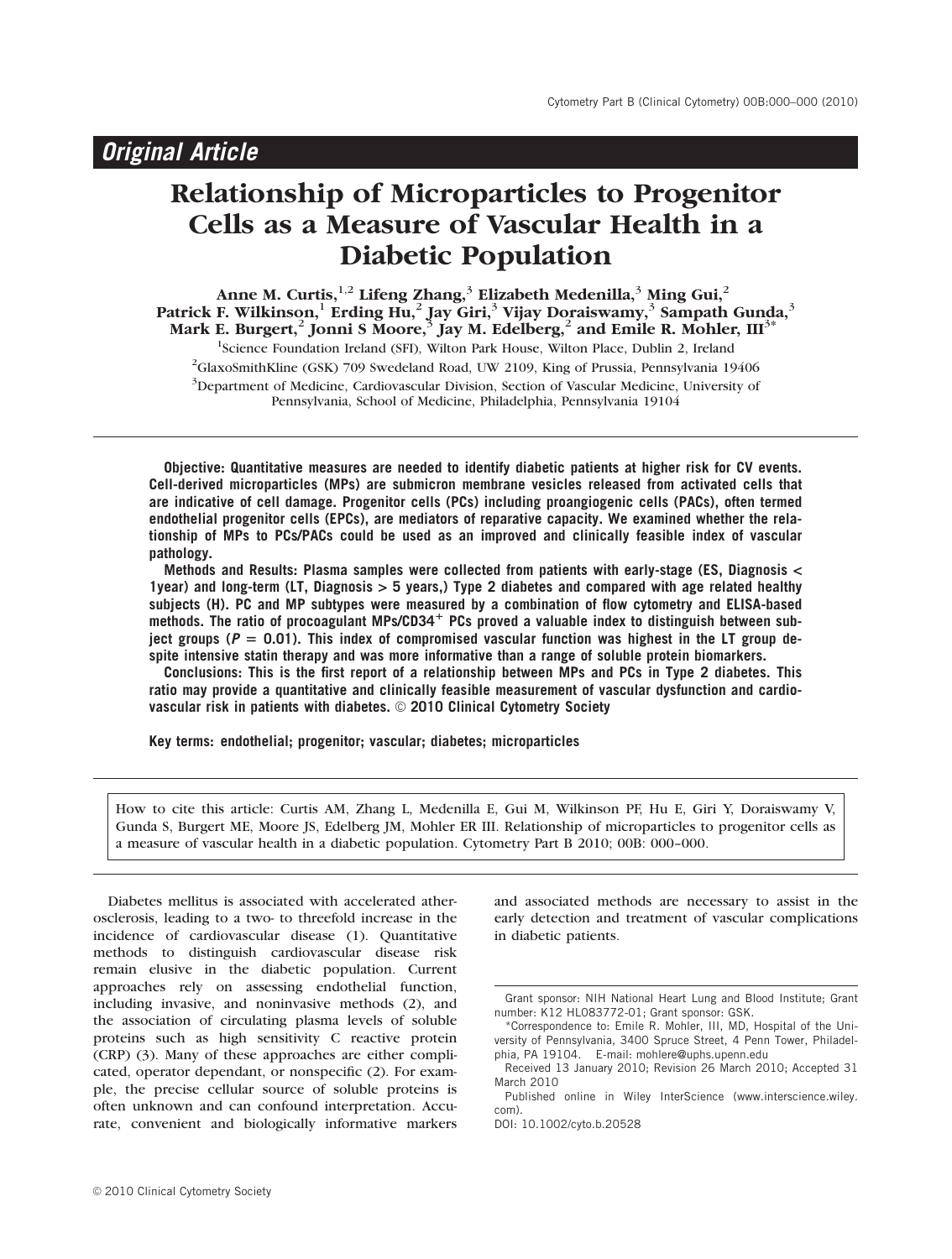*Original Article*

# Relationship of Microparticles to Progenitor Cells as a Measure of Vascular Health in a Diabetic Population

Anne M. Curtis,[1,2] Lifeng Zhang,[3] Elizabeth Medenilla,[3] Ming Gui,[2] Patrick F. Wilkinson,[1] Erding Hu,[2] Jay Giri,[3] Vijay Doraiswamy,[3] Sampath Gunda,[3] Mark E. Burgert,[2] Jonni S Moore,[3] Jay M. Edelberg,[2] and Emile R. Mohler, III[3*]

[1]Science Foundation Ireland (SFI), Wilton Park House, Wilton Place, Dublin 2, Ireland

[2]GlaxoSmithKline (GSK) 709 Swedeland Road, UW 2109, King of Prussia, Pennsylvania 19406

[3]Department of Medicine, Cardiovascular Division, Section of Vascular Medicine, University of Pennsylvania, School of Medicine, Philadelphia, Pennsylvania 19104

**Objective: Quantitative measures are needed to identify diabetic patients at higher risk for CV events. Cell-derived microparticles (MPs) are submicron membrane vesicles released from activated cells that are indicative of cell damage. Progenitor cells (PCs) including proangiogenic cells (PACs), often termed endothelial progenitor cells (EPCs), are mediators of reparative capacity. We examined whether the relationship of MPs to PCs/PACs could be used as an improved and clinically feasible index of vascular pathology.**

**Methods and Results: Plasma samples were collected from patients with early-stage (ES, Diagnosis < 1year) and long-term (LT, Diagnosis > 5 years,) Type 2 diabetes and compared with age related healthy subjects (H). PC and MP subtypes were measured by a combination of flow cytometry and ELISA-based methods. The ratio of procoagulant MPs/CD34$^{+}$ PCs proved a valuable index to distinguish between subject groups ($P = 0.01$). This index of compromised vascular function was highest in the LT group despite intensive statin therapy and was more informative than a range of soluble protein biomarkers.**

**Conclusions: This is the first report of a relationship between MPs and PCs in Type 2 diabetes. This ratio may provide a quantitative and clinically feasible measurement of vascular dysfunction and cardiovascular risk in patients with diabetes. © 2010 Clinical Cytometry Society**

**Key terms: endothelial; progenitor; vascular; diabetes; microparticles**

How to cite this article: Curtis AM, Zhang L, Medenilla E, Gui M, Wilkinson PF, Hu E, Giri Y, Doraiswamy V, Gunda S, Burgert ME, Moore JS, Edelberg JM, Mohler ER III. Relationship of microparticles to progenitor cells as a measure of vascular health in a diabetic population. Cytometry Part B 2010; 00B: 000–000.

Diabetes mellitus is associated with accelerated atherosclerosis, leading to a two- to threefold increase in the incidence of cardiovascular disease (1). Quantitative methods to distinguish cardiovascular disease risk remain elusive in the diabetic population. Current approaches rely on assessing endothelial function, including invasive, and noninvasive methods (2), and the association of circulating plasma levels of soluble proteins such as high sensitivity C reactive protein (CRP) (3). Many of these approaches are either complicated, operator dependant, or nonspecific (2). For example, the precise cellular source of soluble proteins is often unknown and can confound interpretation. Accurate, convenient and biologically informative markers and associated methods are necessary to assist in the early detection and treatment of vascular complications in diabetic patients.

Grant sponsor: NIH National Heart Lung and Blood Institute; Grant number: K12 HL083772-01; Grant sponsor: GSK.

*Correspondence to: Emile R. Mohler, III, MD, Hospital of the University of Pennsylvania, 3400 Spruce Street, 4 Penn Tower, Philadelphia, PA 19104. E-mail: mohlere@uphs.upenn.edu

Received 13 January 2010; Revision 26 March 2010; Accepted 31 March 2010

Published online in Wiley InterScience (www.interscience.wiley.com).

DOI: 10.1002/cyto.b.20528

© 2010 Clinical Cytometry Society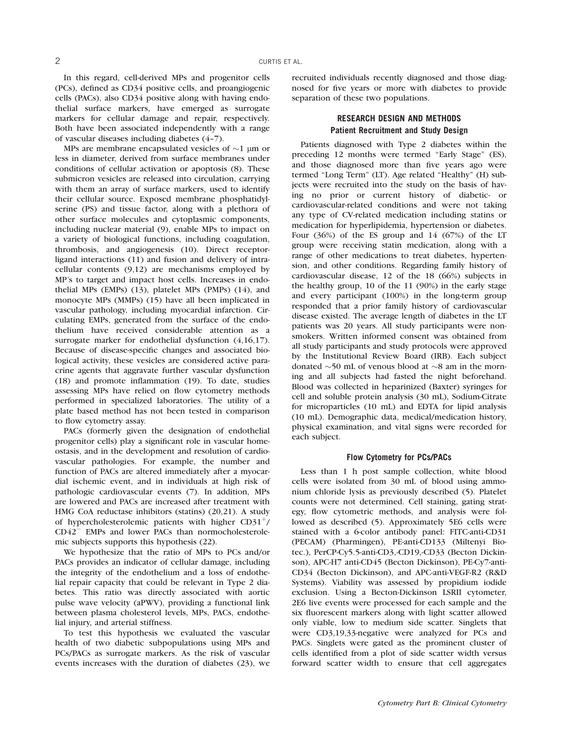In this regard, cell-derived MPs and progenitor cells (PCs), defined as CD34 positive cells, and proangiogenic cells (PACs), also CD34 positive along with having endothelial surface markers, have emerged as surrogate markers for cellular damage and repair, respectively. Both have been associated independently with a range of vascular diseases including diabetes (4–7).

MPs are membrane encapsulated vesicles of ∼1 μm or less in diameter, derived from surface membranes under conditions of cellular activation or apoptosis (8). These submicron vesicles are released into circulation, carrying with them an array of surface markers, used to identify their cellular source. Exposed membrane phosphatidylserine (PS) and tissue factor, along with a plethora of other surface molecules and cytoplasmic components, including nuclear material (9), enable MPs to impact on a variety of biological functions, including coagulation, thrombosis, and angiogenesis (10). Direct receptor-ligand interactions (11) and fusion and delivery of intracellular contents (9,12) are mechanisms employed by MP's to target and impact host cells. Increases in endothelial MPs (EMPs) (13), platelet MPs (PMPs) (14), and monocyte MPs (MMPs) (15) have all been implicated in vascular pathology, including myocardial infarction. Circulating EMPs, generated from the surface of the endothelium have received considerable attention as a surrogate marker for endothelial dysfunction (4,16,17). Because of disease-specific changes and associated biological activity, these vesicles are considered active paracrine agents that aggravate further vascular dysfunction (18) and promote inflammation (19). To date, studies assessing MPs have relied on flow cytometry methods performed in specialized laboratories. The utility of a plate based method has not been tested in comparison to flow cytometry assay.

PACs (formerly given the designation of endothelial progenitor cells) play a significant role in vascular homeostasis, and in the development and resolution of cardiovascular pathologies. For example, the number and function of PACs are altered immediately after a myocardial ischemic event, and in individuals at high risk of pathologic cardiovascular events (7). In addition, MPs are lowered and PACs are increased after treatment with HMG CoA reductase inhibitors (statins) (20,21). A study of hypercholesterolemic patients with higher $CD31^{+}/CD42^{-}$ EMPs and lower PACs than normocholesterolemic subjects supports this hypothesis (22).

We hypothesize that the ratio of MPs to PCs and/or PACs provides an indicator of cellular damage, including the integrity of the endothelium and a loss of endothelial repair capacity that could be relevant in Type 2 diabetes. This ratio was directly associated with aortic pulse wave velocity (aPWV), providing a functional link between plasma cholesterol levels, MPs, PACs, endothelial injury, and arterial stiffness.

To test this hypothesis we evaluated the vascular health of two diabetic subpopulations using MPs and PCs/PACs as surrogate markers. As the risk of vascular events increases with the duration of diabetes (23), we recruited individuals recently diagnosed and those diagnosed for five years or more with diabetes to provide separation of these two populations.

## RESEARCH DESIGN AND METHODS

### Patient Recruitment and Study Design

Patients diagnosed with Type 2 diabetes within the preceding 12 months were termed "Early Stage" (ES), and those diagnosed more than five years ago were termed "Long Term" (LT). Age related "Healthy" (H) subjects were recruited into the study on the basis of having no prior or current history of diabetic- or cardiovascular-related conditions and were not taking any type of CV-related medication including statins or medication for hyperlipidemia, hypertension or diabetes. Four (36%) of the ES group and 14 (67%) of the LT group were receiving statin medication, along with a range of other medications to treat diabetes, hypertension, and other conditions. Regarding family history of cardiovascular disease, 12 of the 18 (66%) subjects in the healthy group, 10 of the 11 (90%) in the early stage and every participant (100%) in the long-term group responded that a prior family history of cardiovascular disease existed. The average length of diabetes in the LT patients was 20 years. All study participants were nonsmokers. Written informed consent was obtained from all study participants and study protocols were approved by the Institutional Review Board (IRB). Each subject donated ∼50 mL of venous blood at ∼8 am in the morning and all subjects had fasted the night beforehand. Blood was collected in heparinized (Baxter) syringes for cell and soluble protein analysis (30 mL), Sodium-Citrate for microparticles (10 mL) and EDTA for lipid analysis (10 mL). Demographic data, medical/medication history, physical examination, and vital signs were recorded for each subject.

### Flow Cytometry for PCs/PACs

Less than 1 h post sample collection, white blood cells were isolated from 30 mL of blood using ammonium chloride lysis as previously described (5). Platelet counts were not determined. Cell staining, gating strategy, flow cytometric methods, and analysis were followed as described (5). Approximately 5E6 cells were stained with a 6-color antibody panel: FITC-anti-CD31 (PECAM) (Pharmingen), PE-anti-CD133 (Miltenyi Biotec.), PerCP-Cy5.5-anti-CD3,-CD19,-CD33 (Becton Dickinson), APC-H7 anti-CD45 (Becton Dickinson), PE-Cy7-anti-CD34 (Becton Dickinson), and APC-anti-VEGF-R2 (R&D Systems). Viability was assessed by propidium iodide exclusion. Using a Becton-Dickinson LSRII cytometer, 2E6 live events were processed for each sample and the six fluorescent markers along with light scatter allowed only viable, low to medium side scatter. Singlets that were CD3,19,33-negative were analyzed for PCs and PACs. Singlets were gated as the prominent cluster of cells identified from a plot of side scatter width versus forward scatter width to ensure that cell aggregates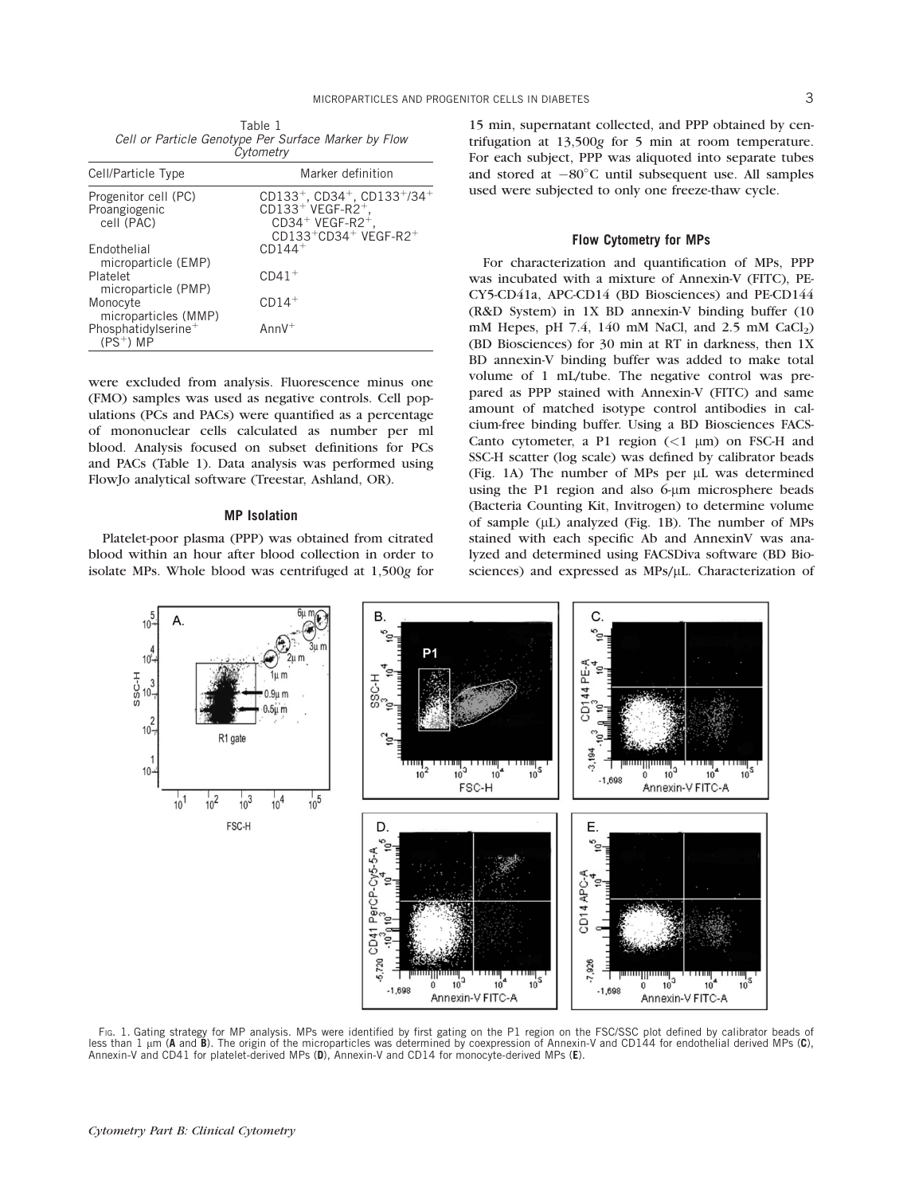Table 1
*Cell or Particle Genotype Per Surface Marker by Flow Cytometry*

| Cell/Particle Type | Marker definition |
|---|---|
| Progenitor cell (PC) | $CD133^+$, $CD34^+$, $CD133^+/34^+$ |
| Proangiogenic cell (PAC) | $CD133^+$ VEGF-$R2^+$, $CD34^+$ VEGF-$R2^+$, $CD133^+CD34^+$ VEGF-$R2^+$ |
| Endothelial microparticle (EMP) | $CD144^+$ |
| Platelet microparticle (PMP) | $CD41^+$ |
| Monocyte microparticles (MMP) | $CD14^+$ |
| Phosphatidylserine$^+$ ($PS^+$) MP | $AnnV^+$ |

were excluded from analysis. Fluorescence minus one (FMO) samples was used as negative controls. Cell populations (PCs and PACs) were quantified as a percentage of mononuclear cells calculated as number per ml blood. Analysis focused on subset definitions for PCs and PACs (Table 1). Data analysis was performed using FlowJo analytical software (Treestar, Ashland, OR).

### MP Isolation

Platelet-poor plasma (PPP) was obtained from citrated blood within an hour after blood collection in order to isolate MPs. Whole blood was centrifuged at 1,500*g* for 15 min, supernatant collected, and PPP obtained by centrifugation at 13,500*g* for 5 min at room temperature. For each subject, PPP was aliquoted into separate tubes and stored at −80°C until subsequent use. All samples used were subjected to only one freeze-thaw cycle.

### Flow Cytometry for MPs

For characterization and quantification of MPs, PPP was incubated with a mixture of Annexin-V (FITC), PE-CY5-CD41a, APC-CD14 (BD Biosciences) and PE-CD144 (R&D System) in 1X BD annexin-V binding buffer (10 mM Hepes, pH 7.4, 140 mM NaCl, and 2.5 mM $CaCl_2$) (BD Biosciences) for 30 min at RT in darkness, then 1X BD annexin-V binding buffer was added to make total volume of 1 mL/tube. The negative control was prepared as PPP stained with Annexin-V (FITC) and same amount of matched isotype control antibodies in calcium-free binding buffer. Using a BD Biosciences FACSCanto cytometer, a P1 region (<1 μm) on FSC-H and SSC-H scatter (log scale) was defined by calibrator beads (Fig. 1A) The number of MPs per μL was determined using the P1 region and also 6-μm microsphere beads (Bacteria Counting Kit, Invitrogen) to determine volume of sample (μL) analyzed (Fig. 1B). The number of MPs stained with each specific Ab and AnnexinV was analyzed and determined using FACSDiva software (BD Biosciences) and expressed as MPs/μL. Characterization of

Fig. 1. Gating strategy for MP analysis. MPs were identified by first gating on the P1 region on the FSC/SSC plot defined by calibrator beads of less than 1 μm (**A** and **B**). The origin of the microparticles was determined by coexpression of Annexin-V and CD144 for endothelial derived MPs (**C**), Annexin-V and CD41 for platelet-derived MPs (**D**), Annexin-V and CD14 for monocyte-derived MPs (**E**).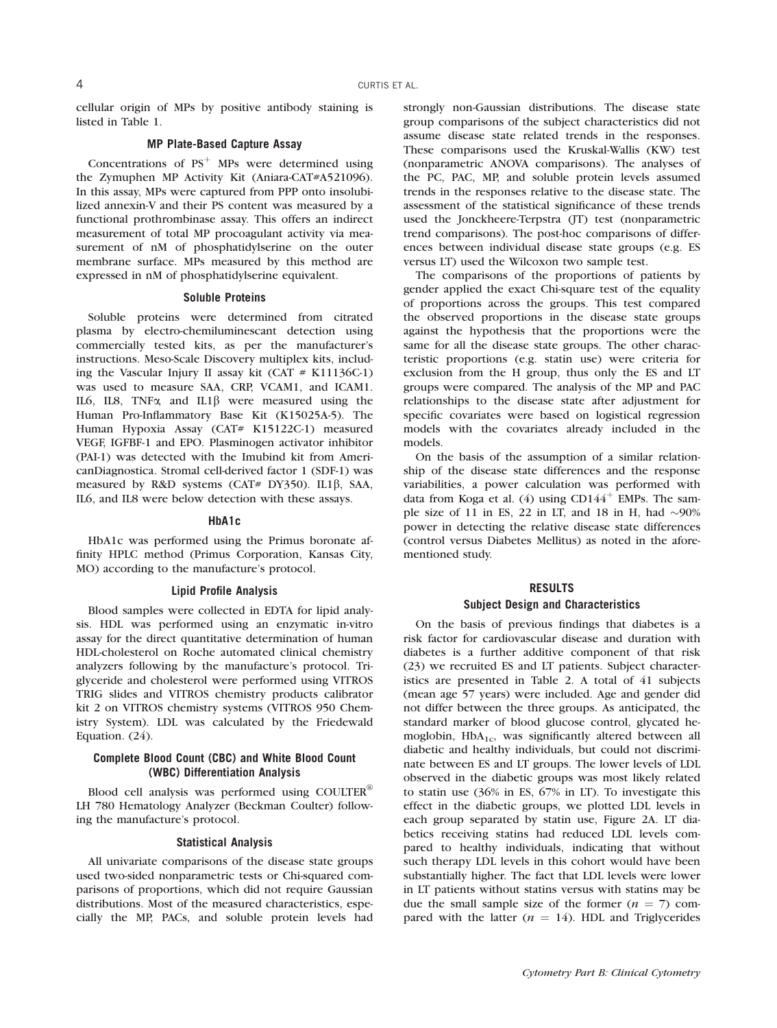cellular origin of MPs by positive antibody staining is listed in Table 1.

### MP Plate-Based Capture Assay

Concentrations of $PS^+$ MPs were determined using the Zymuphen MP Activity Kit (Aniara-CAT#A521096). In this assay, MPs were captured from PPP onto insolubilized annexin-V and their PS content was measured by a functional prothrombinase assay. This offers an indirect measurement of total MP procoagulant activity via measurement of nM of phosphatidylserine on the outer membrane surface. MPs measured by this method are expressed in nM of phosphatidylserine equivalent.

### Soluble Proteins

Soluble proteins were determined from citrated plasma by electro-chemiluminescant detection using commercially tested kits, as per the manufacturer's instructions. Meso-Scale Discovery multiplex kits, including the Vascular Injury II assay kit (CAT # K11136C-1) was used to measure SAA, CRP, VCAM1, and ICAM1. IL6, IL8, TNFα, and IL1β were measured using the Human Pro-Inflammatory Base Kit (K15025A-5). The Human Hypoxia Assay (CAT# K15122C-1) measured VEGF, IGFBF-1 and EPO. Plasminogen activator inhibitor (PAI-1) was detected with the Imubind kit from AmericanDiagnostica. Stromal cell-derived factor 1 (SDF-1) was measured by R&D systems (CAT# DY350). IL1β, SAA, IL6, and IL8 were below detection with these assays.

### HbA1c

HbA1c was performed using the Primus boronate affinity HPLC method (Primus Corporation, Kansas City, MO) according to the manufacture's protocol.

### Lipid Profile Analysis

Blood samples were collected in EDTA for lipid analysis. HDL was performed using an enzymatic in-vitro assay for the direct quantitative determination of human HDL-cholesterol on Roche automated clinical chemistry analyzers following by the manufacture's protocol. Triglyceride and cholesterol were performed using VITROS TRIG slides and VITROS chemistry products calibrator kit 2 on VITROS chemistry systems (VITROS 950 Chemistry System). LDL was calculated by the Friedewald Equation. (24).

### Complete Blood Count (CBC) and White Blood Count (WBC) Differentiation Analysis

Blood cell analysis was performed using COULTER® LH 780 Hematology Analyzer (Beckman Coulter) following the manufacture's protocol.

### Statistical Analysis

All univariate comparisons of the disease state groups used two-sided nonparametric tests or Chi-squared comparisons of proportions, which did not require Gaussian distributions. Most of the measured characteristics, especially the MP, PACs, and soluble protein levels had strongly non-Gaussian distributions. The disease state group comparisons of the subject characteristics did not assume disease state related trends in the responses. These comparisons used the Kruskal-Wallis (KW) test (nonparametric ANOVA comparisons). The analyses of the PC, PAC, MP, and soluble protein levels assumed trends in the responses relative to the disease state. The assessment of the statistical significance of these trends used the Jonckheere-Terpstra (JT) test (nonparametric trend comparisons). The post-hoc comparisons of differences between individual disease state groups (e.g. ES versus LT) used the Wilcoxon two sample test.

The comparisons of the proportions of patients by gender applied the exact Chi-square test of the equality of proportions across the groups. This test compared the observed proportions in the disease state groups against the hypothesis that the proportions were the same for all the disease state groups. The other characteristic proportions (e.g. statin use) were criteria for exclusion from the H group, thus only the ES and LT groups were compared. The analysis of the MP and PAC relationships to the disease state after adjustment for specific covariates were based on logistical regression models with the covariates already included in the models.

On the basis of the assumption of a similar relationship of the disease state differences and the response variabilities, a power calculation was performed with data from Koga et al. (4) using $CD144^+$ EMPs. The sample size of 11 in ES, 22 in LT, and 18 in H, had ~90% power in detecting the relative disease state differences (control versus Diabetes Mellitus) as noted in the aforementioned study.

## RESULTS

### Subject Design and Characteristics

On the basis of previous findings that diabetes is a risk factor for cardiovascular disease and duration with diabetes is a further additive component of that risk (23) we recruited ES and LT patients. Subject characteristics are presented in Table 2. A total of 41 subjects (mean age 57 years) were included. Age and gender did not differ between the three groups. As anticipated, the standard marker of blood glucose control, glycated hemoglobin, $HbA_{1c}$, was significantly altered between all diabetic and healthy individuals, but could not discriminate between ES and LT groups. The lower levels of LDL observed in the diabetic groups was most likely related to statin use (36% in ES, 67% in LT). To investigate this effect in the diabetic groups, we plotted LDL levels in each group separated by statin use, Figure 2A. LT diabetics receiving statins had reduced LDL levels compared to healthy individuals, indicating that without such therapy LDL levels in this cohort would have been substantially higher. The fact that LDL levels were lower in LT patients without statins versus with statins may be due the small sample size of the former ($n = 7$) compared with the latter ($n = 14$). HDL and Triglycerides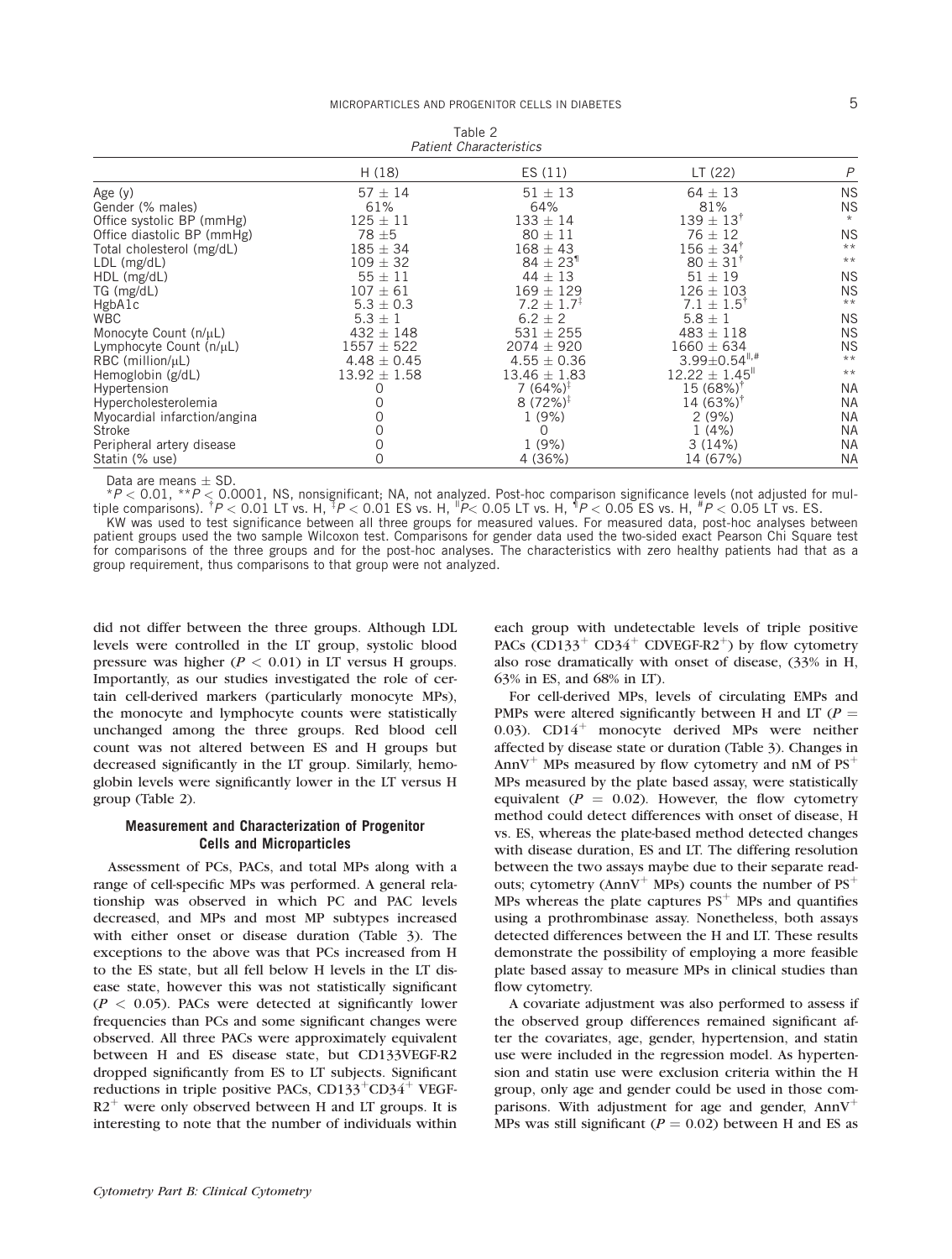Table 2
*Patient Characteristics*

| | H (18) | ES (11) | LT (22) | P |
|---|---|---|---|---|
| Age (y) | 57 ± 14 | 51 ± 13 | 64 ± 13 | NS |
| Gender (% males) | 61% | 64% | 81% | NS |
| Office systolic BP (mmHg) | 125 ± 11 | 133 ± 14 | 139 ± 13[†] | * |
| Office diastolic BP (mmHg) | 78 ±5 | 80 ± 11 | 76 ± 12 | NS |
| Total cholesterol (mg/dL) | 185 ± 34 | 168 ± 43 | 156 ± 34[†] | ** |
| LDL (mg/dL) | 109 ± 32 | 84 ± 23[¶] | 80 ± 31[†] | ** |
| HDL (mg/dL) | 55 ± 11 | 44 ± 13 | 51 ± 19 | NS |
| TG (mg/dL) | 107 ± 61 | 169 ± 129 | 126 ± 103 | NS |
| HgbA1c | 5.3 ± 0.3 | 7.2 ± 1.7[‡] | 7.1 ± 1.5[†] | ** |
| WBC | 5.3 ± 1 | 6.2 ± 2 | 5.8 ± 1 | NS |
| Monocyte Count (n/μL) | 432 ± 148 | 531 ± 255 | 483 ± 118 | NS |
| Lymphocyte Count (n/μL) | 1557 ± 522 | 2074 ± 920 | 1660 ± 634 | NS |
| RBC (million/μL) | 4.48 ± 0.45 | 4.55 ± 0.36 | 3.99±0.54[‖,#] | ** |
| Hemoglobin (g/dL) | 13.92 ± 1.58 | 13.46 ± 1.83 | 12.22 ± 1.45[‖] | ** |
| Hypertension | 0 | 7 (64%)[‡] | 15 (68%)[†] | NA |
| Hypercholesterolemia | 0 | 8 (72%)[‡] | 14 (63%)[†] | NA |
| Myocardial infarction/angina | 0 | 1 (9%) | 2 (9%) | NA |
| Stroke | 0 | 0 | 1 (4%) | NA |
| Peripheral artery disease | 0 | 1 (9%) | 3 (14%) | NA |
| Statin (% use) | 0 | 4 (36%) | 14 (67%) | NA |

Data are means ± SD.

*$P < 0.01$, **$P < 0.0001$, NS, nonsignificant; NA, not analyzed. Post-hoc comparison significance levels (not adjusted for multiple comparisons). [†]$P < 0.01$ LT vs. H, [‡]$P < 0.01$ ES vs. H, [‖]$P < 0.05$ LT vs. H, [¶]$P < 0.05$ ES vs. H, [#]$P < 0.05$ LT vs. ES.

KW was used to test significance between all three groups for measured values. For measured data, post-hoc analyses between patient groups used the two sample Wilcoxon test. Comparisons for gender data used the two-sided exact Pearson Chi Square test for comparisons of the three groups and for the post-hoc analyses. The characteristics with zero healthy patients had that as a group requirement, thus comparisons to that group were not analyzed.

did not differ between the three groups. Although LDL levels were controlled in the LT group, systolic blood pressure was higher ($P < 0.01$) in LT versus H groups. Importantly, as our studies investigated the role of certain cell-derived markers (particularly monocyte MPs), the monocyte and lymphocyte counts were statistically unchanged among the three groups. Red blood cell count was not altered between ES and H groups but decreased significantly in the LT group. Similarly, hemoglobin levels were significantly lower in the LT versus H group (Table 2).

### Measurement and Characterization of Progenitor Cells and Microparticles

Assessment of PCs, PACs, and total MPs along with a range of cell-specific MPs was performed. A general relationship was observed in which PC and PAC levels decreased, and MPs and most MP subtypes increased with either onset or disease duration (Table 3). The exceptions to the above was that PCs increased from H to the ES state, but all fell below H levels in the LT disease state, however this was not statistically significant ($P < 0.05$). PACs were detected at significantly lower frequencies than PCs and some significant changes were observed. All three PACs were approximately equivalent between H and ES disease state, but CD133VEGF-R2 dropped significantly from ES to LT subjects. Significant reductions in triple positive PACs, $CD133^{+}CD34^{+}$ VEGF-$R2^{+}$ were only observed between H and LT groups. It is interesting to note that the number of individuals within each group with undetectable levels of triple positive PACs ($CD133^{+}$ $CD34^{+}$ CDVEGF-$R2^{+}$) by flow cytometry also rose dramatically with onset of disease, (33% in H, 63% in ES, and 68% in LT).

For cell-derived MPs, levels of circulating EMPs and PMPs were altered significantly between H and LT ($P = 0.03$). $CD14^{+}$ monocyte derived MPs were neither affected by disease state or duration (Table 3). Changes in $AnnV^{+}$ MPs measured by flow cytometry and nM of $PS^{+}$ MPs measured by the plate based assay, were statistically equivalent ($P = 0.02$). However, the flow cytometry method could detect differences with onset of disease, H vs. ES, whereas the plate-based method detected changes with disease duration, ES and LT. The differing resolution between the two assays maybe due to their separate readouts; cytometry ($AnnV^{+}$ MPs) counts the number of $PS^{+}$ MPs whereas the plate captures $PS^{+}$ MPs and quantifies using a prothrombinase assay. Nonetheless, both assays detected differences between the H and LT. These results demonstrate the possibility of employing a more feasible plate based assay to measure MPs in clinical studies than flow cytometry.

A covariate adjustment was also performed to assess if the observed group differences remained significant after the covariates, age, gender, hypertension, and statin use were included in the regression model. As hypertension and statin use were exclusion criteria within the H group, only age and gender could be used in those comparisons. With adjustment for age and gender, $AnnV^{+}$ MPs was still significant ($P = 0.02$) between H and ES as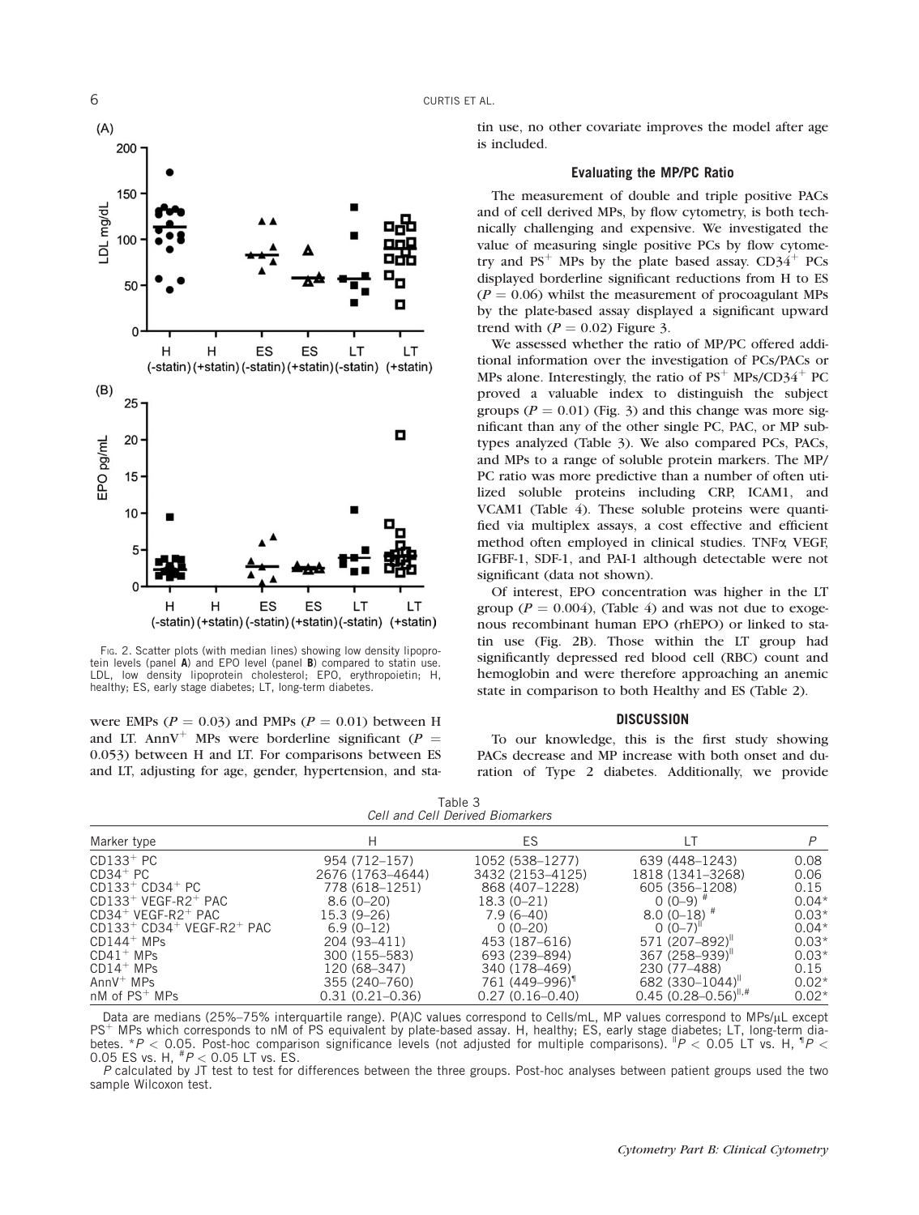FIG. 2. Scatter plots (with median lines) showing low density lipoprotein levels (panel **A**) and EPO level (panel **B**) compared to statin use. LDL, low density lipoprotein cholesterol; EPO, erythropoietin; H, healthy; ES, early stage diabetes; LT, long-term diabetes.

were EMPs ($P = 0.03$) and PMPs ($P = 0.01$) between H and LT. AnnV$^+$ MPs were borderline significant ($P = 0.053$) between H and LT. For comparisons between ES and LT, adjusting for age, gender, hypertension, and statin use, no other covariate improves the model after age is included.

### Evaluating the MP/PC Ratio

The measurement of double and triple positive PACs and of cell derived MPs, by flow cytometry, is both technically challenging and expensive. We investigated the value of measuring single positive PCs by flow cytometry and PS$^+$ MPs by the plate based assay. CD34$^+$ PCs displayed borderline significant reductions from H to ES ($P = 0.06$) whilst the measurement of procoagulant MPs by the plate-based assay displayed a significant upward trend with ($P = 0.02$) Figure 3.

We assessed whether the ratio of MP/PC offered additional information over the investigation of PCs/PACs or MPs alone. Interestingly, the ratio of PS$^+$ MPs/CD34$^+$ PC proved a valuable index to distinguish the subject groups ($P = 0.01$) (Fig. 3) and this change was more significant than any of the other single PC, PAC, or MP subtypes analyzed (Table 3). We also compared PCs, PACs, and MPs to a range of soluble protein markers. The MP/PC ratio was more predictive than a number of often utilized soluble proteins including CRP, ICAM1, and VCAM1 (Table 4). These soluble proteins were quantified via multiplex assays, a cost effective and efficient method often employed in clinical studies. TNFα, VEGF, IGFBF-1, SDF-1, and PAI-1 although detectable were not significant (data not shown).

Of interest, EPO concentration was higher in the LT group ($P = 0.004$), (Table 4) and was not due to exogenous recombinant human EPO (rhEPO) or linked to statin use (Fig. 2B). Those within the LT group had significantly depressed red blood cell (RBC) count and hemoglobin and were therefore approaching an anemic state in comparison to both Healthy and ES (Table 2).

## DISCUSSION

To our knowledge, this is the first study showing PACs decrease and MP increase with both onset and duration of Type 2 diabetes. Additionally, we provide

Table 3
*Cell and Cell Derived Biomarkers*

| Marker type | H | ES | LT | P |
|---|---|---|---|---|
| CD133$^+$ PC | 954 (712–157) | 1052 (538–1277) | 639 (448–1243) | 0.08 |
| CD34$^+$ PC | 2676 (1763–4644) | 3432 (2153–4125) | 1818 (1341–3268) | 0.06 |
| CD133$^+$ CD34$^+$ PC | 778 (618–1251) | 868 (407–1228) | 605 (356–1208) | 0.15 |
| CD133$^+$ VEGF-R2$^+$ PAC | 8.6 (0–20) | 18.3 (0–21) | 0 (0–9) $^{\#}$ | 0.04* |
| CD34$^+$ VEGF-R2$^+$ PAC | 15.3 (9–26) | 7.9 (6–40) | 8.0 (0–18) $^{\#}$ | 0.03* |
| CD133$^+$ CD34$^+$ VEGF-R2$^+$ PAC | 6.9 (0–12) | 0 (0–20) | 0 (0–7)$^{\parallel}$ | 0.04* |
| CD144$^+$ MPs | 204 (93–411) | 453 (187–616) | 571 (207–892)$^{\parallel}$ | 0.03* |
| CD41$^+$ MPs | 300 (155–583) | 693 (239–894) | 367 (258–939)$^{\parallel}$ | 0.03* |
| CD14$^+$ MPs | 120 (68–347) | 340 (178–469) | 230 (77–488) | 0.15 |
| AnnV$^+$ MPs | 355 (240–760) | 761 (449–996)$^{\P}$ | 682 (330–1044)$^{\parallel}$ | 0.02* |
| nM of PS$^+$ MPs | 0.31 (0.21–0.36) | 0.27 (0.16–0.40) | 0.45 (0.28–0.56)$^{\parallel,\#}$ | 0.02* |

Data are medians (25%–75% interquartile range). P(A)C values correspond to Cells/mL, MP values correspond to MPs/μL except PS$^+$ MPs which corresponds to nM of PS equivalent by plate-based assay. H, healthy; ES, early stage diabetes; LT, long-term diabetes. *$P < 0.05$. Post-hoc comparison significance levels (not adjusted for multiple comparisons). $^{\parallel}P < 0.05$ LT vs. H, $^{\P}P < 0.05$ ES vs. H, $^{\#}P < 0.05$ LT vs. ES.

P calculated by JT test to test for differences between the three groups. Post-hoc analyses between patient groups used the two sample Wilcoxon test.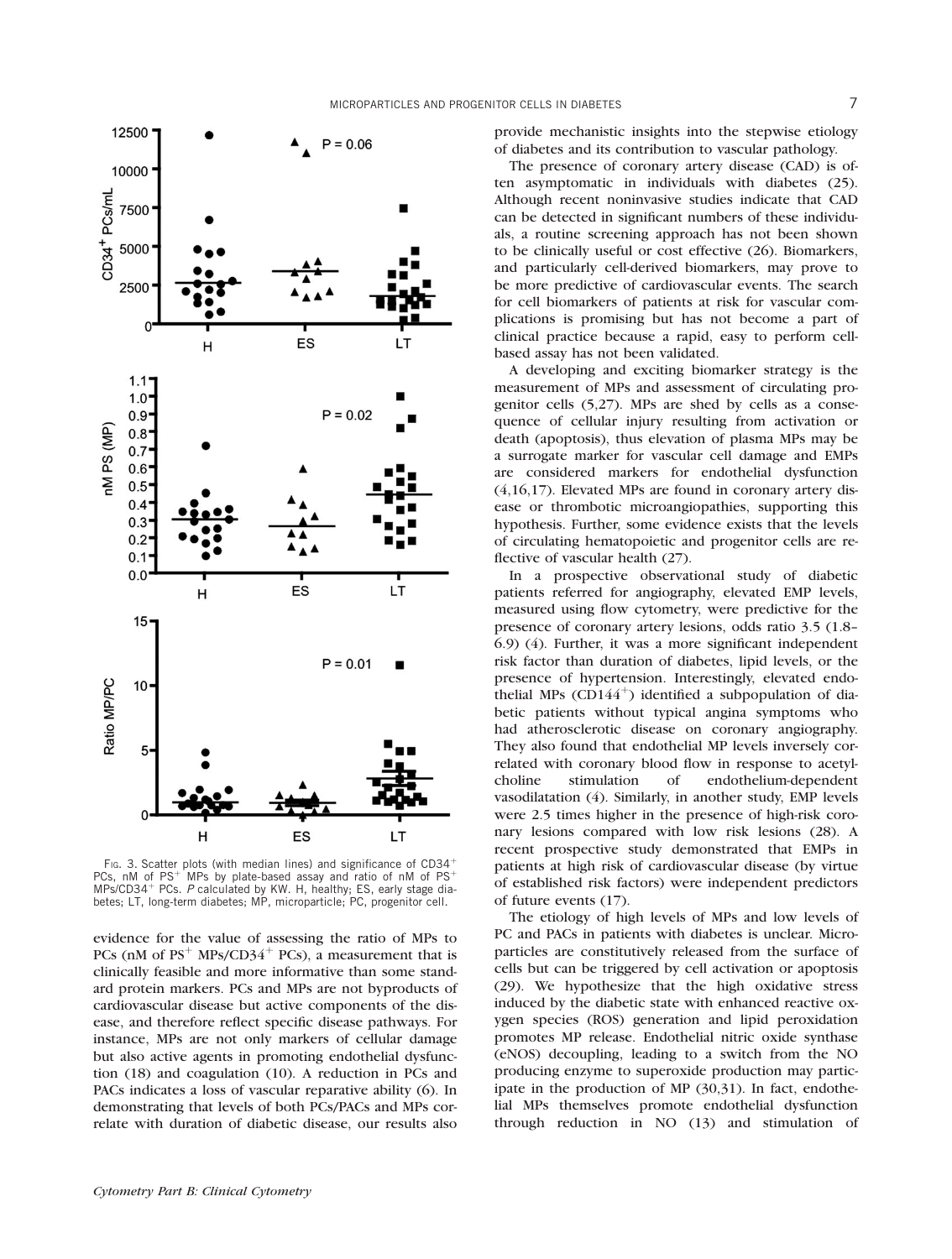Fig. 3. Scatter plots (with median lines) and significance of CD34$^+$ PCs, nM of PS$^+$ MPs by plate-based assay and ratio of nM of PS$^+$ MPs/CD34$^+$ PCs. *P* calculated by KW. H, healthy; ES, early stage diabetes; LT, long-term diabetes; MP, microparticle; PC, progenitor cell.

evidence for the value of assessing the ratio of MPs to PCs (nM of PS$^+$ MPs/CD34$^+$ PCs), a measurement that is clinically feasible and more informative than some standard protein markers. PCs and MPs are not byproducts of cardiovascular disease but active components of the disease, and therefore reflect specific disease pathways. For instance, MPs are not only markers of cellular damage but also active agents in promoting endothelial dysfunction (18) and coagulation (10). A reduction in PCs and PACs indicates a loss of vascular reparative ability (6). In demonstrating that levels of both PCs/PACs and MPs correlate with duration of diabetic disease, our results also provide mechanistic insights into the stepwise etiology of diabetes and its contribution to vascular pathology.

The presence of coronary artery disease (CAD) is often asymptomatic in individuals with diabetes (25). Although recent noninvasive studies indicate that CAD can be detected in significant numbers of these individuals, a routine screening approach has not been shown to be clinically useful or cost effective (26). Biomarkers, and particularly cell-derived biomarkers, may prove to be more predictive of cardiovascular events. The search for cell biomarkers of patients at risk for vascular complications is promising but has not become a part of clinical practice because a rapid, easy to perform cell-based assay has not been validated.

A developing and exciting biomarker strategy is the measurement of MPs and assessment of circulating progenitor cells (5,27). MPs are shed by cells as a consequence of cellular injury resulting from activation or death (apoptosis), thus elevation of plasma MPs may be a surrogate marker for vascular cell damage and EMPs are considered markers for endothelial dysfunction (4,16,17). Elevated MPs are found in coronary artery disease or thrombotic microangiopathies, supporting this hypothesis. Further, some evidence exists that the levels of circulating hematopoietic and progenitor cells are reflective of vascular health (27).

In a prospective observational study of diabetic patients referred for angiography, elevated EMP levels, measured using flow cytometry, were predictive for the presence of coronary artery lesions, odds ratio 3.5 (1.8–6.9) (4). Further, it was a more significant independent risk factor than duration of diabetes, lipid levels, or the presence of hypertension. Interestingly, elevated endothelial MPs (CD144$^+$) identified a subpopulation of diabetic patients without typical angina symptoms who had atherosclerotic disease on coronary angiography. They also found that endothelial MP levels inversely correlated with coronary blood flow in response to acetylcholine stimulation of endothelium-dependent vasodilatation (4). Similarly, in another study, EMP levels were 2.5 times higher in the presence of high-risk coronary lesions compared with low risk lesions (28). A recent prospective study demonstrated that EMPs in patients at high risk of cardiovascular disease (by virtue of established risk factors) were independent predictors of future events (17).

The etiology of high levels of MPs and low levels of PC and PACs in patients with diabetes is unclear. Microparticles are constitutively released from the surface of cells but can be triggered by cell activation or apoptosis (29). We hypothesize that the high oxidative stress induced by the diabetic state with enhanced reactive oxygen species (ROS) generation and lipid peroxidation promotes MP release. Endothelial nitric oxide synthase (eNOS) decoupling, leading to a switch from the NO producing enzyme to superoxide production may participate in the production of MP (30,31). In fact, endothelial MPs themselves promote endothelial dysfunction through reduction in NO (13) and stimulation of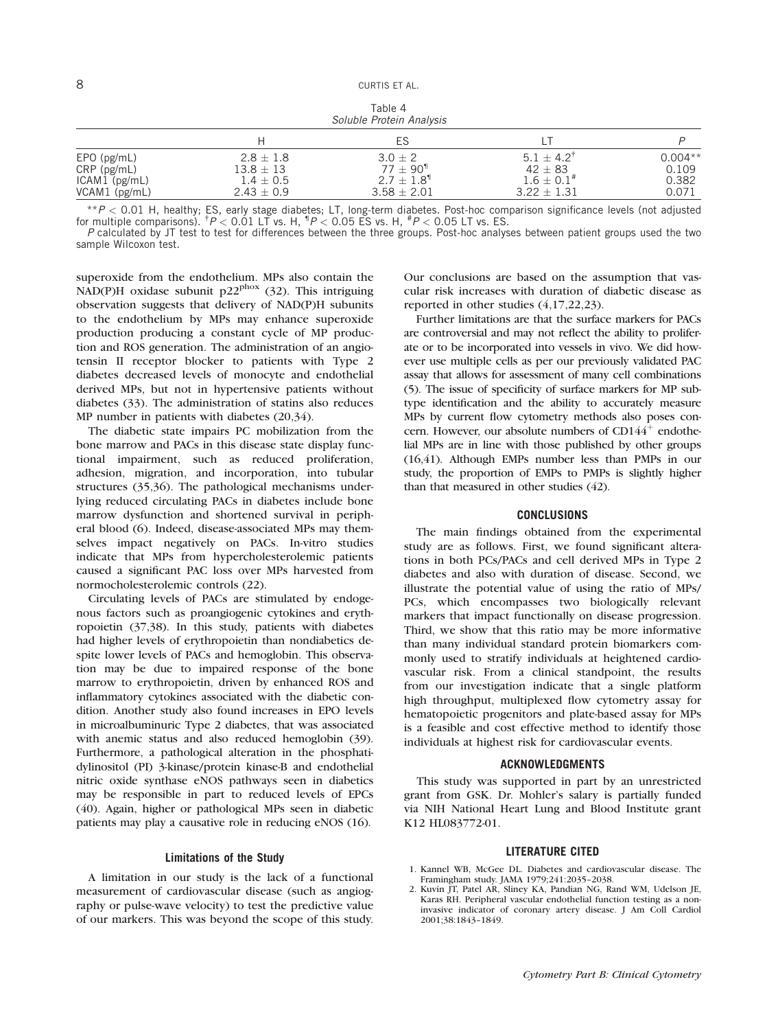Table 4
*Soluble Protein Analysis*

| | H | ES | LT | P |
|---|---|---|---|---|
| EPO (pg/mL) | 2.8 ± 1.8 | 3.0 ± 2 | 5.1 ± 4.2[†] | 0.004** |
| CRP (pg/mL) | 13.8 ± 13 | 77 ± 90[¶] | 42 ± 83 | 0.109 |
| ICAM1 (pg/mL) | 1.4 ± 0.5 | 2.7 ± 1.8[¶] | 1.6 ± 0.1[#] | 0.382 |
| VCAM1 (pg/mL) | 2.43 ± 0.9 | 3.58 ± 2.01 | 3.22 ± 1.31 | 0.071 |

**$P < 0.01$ H, healthy; ES, early stage diabetes; LT, long-term diabetes. Post-hoc comparison significance levels (not adjusted for multiple comparisons). [†]$P < 0.01$ LT vs. H, [¶]$P < 0.05$ ES vs. H, [#]$P < 0.05$ LT vs. ES.

$P$ calculated by JT test to test for differences between the three groups. Post-hoc analyses between patient groups used the two sample Wilcoxon test.

superoxide from the endothelium. MPs also contain the NAD(P)H oxidase subunit $p22^{phox}$ (32). This intriguing observation suggests that delivery of NAD(P)H subunits to the endothelium by MPs may enhance superoxide production producing a constant cycle of MP production and ROS generation. The administration of an angiotensin II receptor blocker to patients with Type 2 diabetes decreased levels of monocyte and endothelial derived MPs, but not in hypertensive patients without diabetes (33). The administration of statins also reduces MP number in patients with diabetes (20,34).

The diabetic state impairs PC mobilization from the bone marrow and PACs in this disease state display functional impairment, such as reduced proliferation, adhesion, migration, and incorporation, into tubular structures (35,36). The pathological mechanisms underlying reduced circulating PACs in diabetes include bone marrow dysfunction and shortened survival in peripheral blood (6). Indeed, disease-associated MPs may themselves impact negatively on PACs. In-vitro studies indicate that MPs from hypercholesterolemic patients caused a significant PAC loss over MPs harvested from normocholesterolemic controls (22).

Circulating levels of PACs are stimulated by endogenous factors such as proangiogenic cytokines and erythropoietin (37,38). In this study, patients with diabetes had higher levels of erythropoietin than nondiabetics despite lower levels of PACs and hemoglobin. This observation may be due to impaired response of the bone marrow to erythropoietin, driven by enhanced ROS and inflammatory cytokines associated with the diabetic condition. Another study also found increases in EPO levels in microalbuminuric Type 2 diabetes, that was associated with anemic status and also reduced hemoglobin (39). Furthermore, a pathological alteration in the phosphatidylinositol (PI) 3-kinase/protein kinase-B and endothelial nitric oxide synthase eNOS pathways seen in diabetics may be responsible in part to reduced levels of EPCs (40). Again, higher or pathological MPs seen in diabetic patients may play a causative role in reducing eNOS (16).

### Limitations of the Study

A limitation in our study is the lack of a functional measurement of cardiovascular disease (such as angiography or pulse-wave velocity) to test the predictive value of our markers. This was beyond the scope of this study. Our conclusions are based on the assumption that vascular risk increases with duration of diabetic disease as reported in other studies (4,17,22,23).

Further limitations are that the surface markers for PACs are controversial and may not reflect the ability to proliferate or to be incorporated into vessels in vivo. We did however use multiple cells as per our previously validated PAC assay that allows for assessment of many cell combinations (5). The issue of specificity of surface markers for MP subtype identification and the ability to accurately measure MPs by current flow cytometry methods also poses concern. However, our absolute numbers of $CD144^{+}$ endothelial MPs are in line with those published by other groups (16,41). Although EMPs number less than PMPs in our study, the proportion of EMPs to PMPs is slightly higher than that measured in other studies (42).

## CONCLUSIONS

The main findings obtained from the experimental study are as follows. First, we found significant alterations in both PCs/PACs and cell derived MPs in Type 2 diabetes and also with duration of disease. Second, we illustrate the potential value of using the ratio of MPs/PCs, which encompasses two biologically relevant markers that impact functionally on disease progression. Third, we show that this ratio may be more informative than many individual standard protein biomarkers commonly used to stratify individuals at heightened cardiovascular risk. From a clinical standpoint, the results from our investigation indicate that a single platform high throughput, multiplexed flow cytometry assay for hematopoietic progenitors and plate-based assay for MPs is a feasible and cost effective method to identify those individuals at highest risk for cardiovascular events.

## ACKNOWLEDGMENTS

This study was supported in part by an unrestricted grant from GSK. Dr. Mohler's salary is partially funded via NIH National Heart Lung and Blood Institute grant K12 HL083772-01.

## LITERATURE CITED

1. Kannel WB, McGee DL. Diabetes and cardiovascular disease. The Framingham study. JAMA 1979;241:2035–2038.
2. Kuvin JT, Patel AR, Sliney KA, Pandian NG, Rand WM, Udelson JE, Karas RH. Peripheral vascular endothelial function testing as a noninvasive indicator of coronary artery disease. J Am Coll Cardiol 2001;38:1843–1849.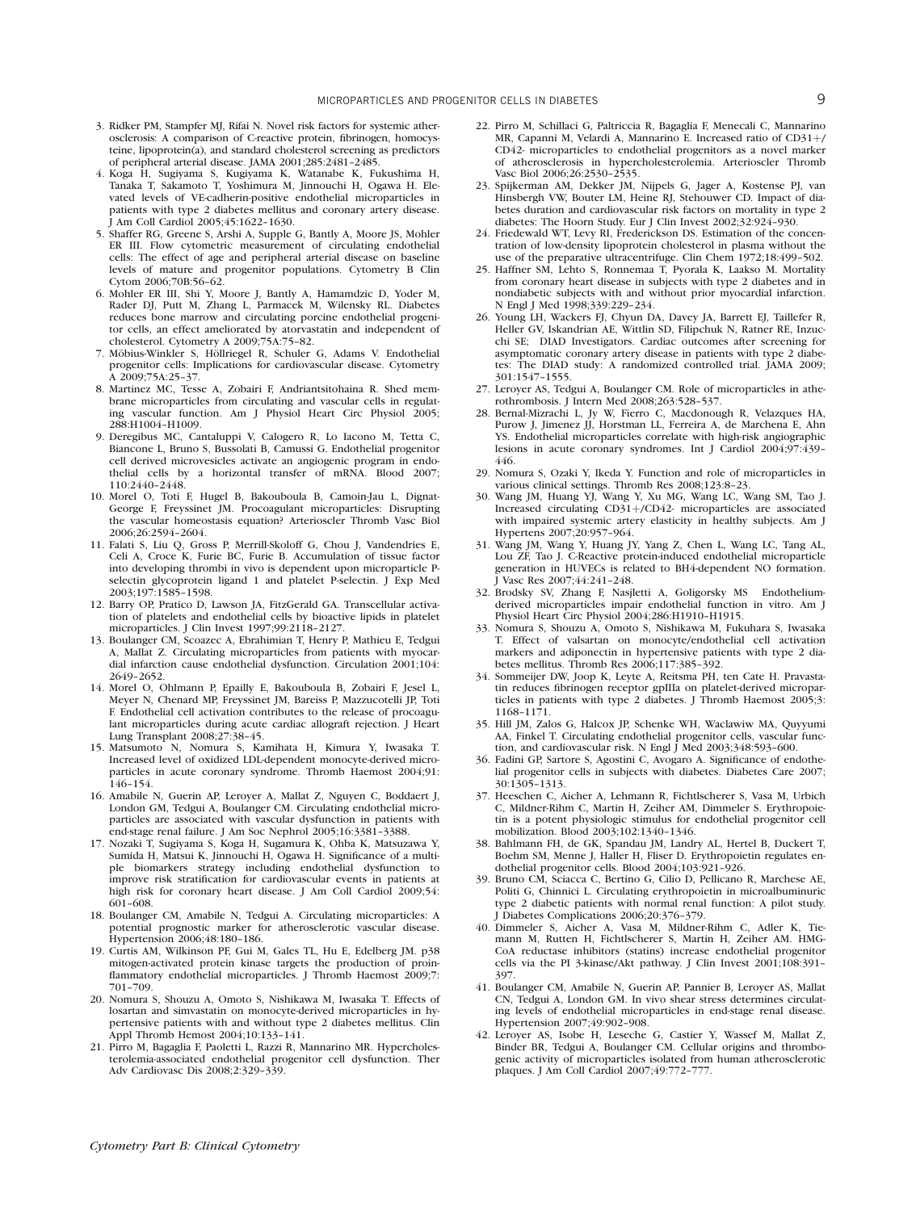3. Ridker PM, Stampfer MJ, Rifai N. Novel risk factors for systemic atherosclerosis: A comparison of C-reactive protein, fibrinogen, homocysteine, lipoprotein(a), and standard cholesterol screening as predictors of peripheral arterial disease. JAMA 2001;285:2481–2485.
4. Koga H, Sugiyama S, Kugiyama K, Watanabe K, Fukushima H, Tanaka T, Sakamoto T, Yoshimura M, Jinnouchi H, Ogawa H. Elevated levels of VE-cadherin-positive endothelial microparticles in patients with type 2 diabetes mellitus and coronary artery disease. J Am Coll Cardiol 2005;45:1622–1630.
5. Shaffer RG, Greene S, Arshi A, Supple G, Bantly A, Moore JS, Mohler ER III. Flow cytometric measurement of circulating endothelial cells: The effect of age and peripheral arterial disease on baseline levels of mature and progenitor populations. Cytometry B Clin Cytom 2006;70B:56–62.
6. Mohler ER III, Shi Y, Moore J, Bantly A, Hamamdzic D, Yoder M, Rader DJ, Putt M, Zhang L, Parmacek M, Wilensky RL. Diabetes reduces bone marrow and circulating porcine endothelial progenitor cells, an effect ameliorated by atorvastatin and independent of cholesterol. Cytometry A 2009;75A:75–82.
7. Möbius-Winkler S, Höllriegel R, Schuler G, Adams V. Endothelial progenitor cells: Implications for cardiovascular disease. Cytometry A 2009;75A:25–37.
8. Martinez MC, Tesse A, Zobairi F, Andriantsitohaina R. Shed membrane microparticles from circulating and vascular cells in regulating vascular function. Am J Physiol Heart Circ Physiol 2005; 288:H1004–H1009.
9. Deregibus MC, Cantaluppi V, Calogero R, Lo Iacono M, Tetta C, Biancone L, Bruno S, Bussolati B, Camussi G. Endothelial progenitor cell derived microvesicles activate an angiogenic program in endothelial cells by a horizontal transfer of mRNA. Blood 2007; 110:2440–2448.
10. Morel O, Toti F, Hugel B, Bakouboula B, Camoin-Jau L, Dignat-George F, Freyssinet JM. Procoagulant microparticles: Disrupting the vascular homeostasis equation? Arterioscler Thromb Vasc Biol 2006;26:2594–2604.
11. Falati S, Liu Q, Gross P, Merrill-Skoloff G, Chou J, Vandendries E, Celi A, Croce K, Furie BC, Furie B. Accumulation of tissue factor into developing thrombi in vivo is dependent upon microparticle P-selectin glycoprotein ligand 1 and platelet P-selectin. J Exp Med 2003;197:1585–1598.
12. Barry OP, Pratico D, Lawson JA, FitzGerald GA. Transcellular activation of platelets and endothelial cells by bioactive lipids in platelet microparticles. J Clin Invest 1997;99:2118–2127.
13. Boulanger CM, Scoazec A, Ebrahimian T, Henry P, Mathieu E, Tedgui A, Mallat Z. Circulating microparticles from patients with myocardial infarction cause endothelial dysfunction. Circulation 2001;104: 2649–2652.
14. Morel O, Ohlmann P, Epailly E, Bakouboula B, Zobairi F, Jesel L, Meyer N, Chenard MP, Freyssinet JM, Bareiss P, Mazzucotelli JP, Toti F. Endothelial cell activation contributes to the release of procoagulant microparticles during acute cardiac allograft rejection. J Heart Lung Transplant 2008;27:38–45.
15. Matsumoto N, Nomura S, Kamihata H, Kimura Y, Iwasaka T. Increased level of oxidized LDL-dependent monocyte-derived microparticles in acute coronary syndrome. Thromb Haemost 2004;91: 146–154.
16. Amabile N, Guerin AP, Leroyer A, Mallat Z, Nguyen C, Boddaert J, London GM, Tedgui A, Boulanger CM. Circulating endothelial microparticles are associated with vascular dysfunction in patients with end-stage renal failure. J Am Soc Nephrol 2005;16:3381–3388.
17. Nozaki T, Sugiyama S, Koga H, Sugamura K, Ohba K, Matsuzawa Y, Sumida H, Matsui K, Jinnouchi H, Ogawa H. Significance of a multiple biomarkers strategy including endothelial dysfunction to improve risk stratification for cardiovascular events in patients at high risk for coronary heart disease. J Am Coll Cardiol 2009;54: 601–608.
18. Boulanger CM, Amabile N, Tedgui A. Circulating microparticles: A potential prognostic marker for atherosclerotic vascular disease. Hypertension 2006;48:180–186.
19. Curtis AM, Wilkinson PF, Gui M, Gales TL, Hu E, Edelberg JM. p38 mitogen-activated protein kinase targets the production of proinflammatory endothelial microparticles. J Thromb Haemost 2009;7: 701–709.
20. Nomura S, Shouzu A, Omoto S, Nishikawa M, Iwasaka T. Effects of losartan and simvastatin on monocyte-derived microparticles in hypertensive patients with and without type 2 diabetes mellitus. Clin Appl Thromb Hemost 2004;10:133–141.
21. Pirro M, Bagaglia F, Paoletti L, Razzi R, Mannarino MR. Hypercholesterolemia-associated endothelial progenitor cell dysfunction. Ther Adv Cardiovasc Dis 2008;2:329–339.
22. Pirro M, Schillaci G, Paltriccia R, Bagaglia F, Menecali C, Mannarino MR, Capanni M, Velardi A, Mannarino E. Increased ratio of CD31+/CD42- microparticles to endothelial progenitors as a novel marker of atherosclerosis in hypercholesterolemia. Arterioscler Thromb Vasc Biol 2006;26:2530–2535.
23. Spijkerman AM, Dekker JM, Nijpels G, Jager A, Kostense PJ, van Hinsbergh VW, Bouter LM, Heine RJ, Stehouwer CD. Impact of diabetes duration and cardiovascular risk factors on mortality in type 2 diabetes: The Hoorn Study. Eur J Clin Invest 2002;32:924–930.
24. Friedewald WT, Levy RI, Frederickson DS. Estimation of the concentration of low-density lipoprotein cholesterol in plasma without the use of the preparative ultracentrifuge. Clin Chem 1972;18:499–502.
25. Haffner SM, Lehto S, Ronnemaa T, Pyorala K, Laakso M. Mortality from coronary heart disease in subjects with type 2 diabetes and in nondiabetic subjects with and without prior myocardial infarction. N Engl J Med 1998;339:229–234.
26. Young LH, Wackers FJ, Chyun DA, Davey JA, Barrett EJ, Taillefer R, Heller GV, Iskandrian AE, Wittlin SD, Filipchuk N, Ratner RE, Inzucchi SE; DIAD Investigators. Cardiac outcomes after screening for asymptomatic coronary artery disease in patients with type 2 diabetes: The DIAD study: A randomized controlled trial. JAMA 2009; 301:1547–1555.
27. Leroyer AS, Tedgui A, Boulanger CM. Role of microparticles in atherothrombosis. J Intern Med 2008;263:528–537.
28. Bernal-Mizrachi L, Jy W, Fierro C, Macdonough R, Velazques HA, Purow J, Jimenez JJ, Horstman LL, Ferreira A, de Marchena E, Ahn YS. Endothelial microparticles correlate with high-risk angiographic lesions in acute coronary syndromes. Int J Cardiol 2004;97:439–446.
29. Nomura S, Ozaki Y, Ikeda Y. Function and role of microparticles in various clinical settings. Thromb Res 2008;123:8–23.
30. Wang JM, Huang YJ, Wang Y, Xu MG, Wang LC, Wang SM, Tao J. Increased circulating CD31+/CD42- microparticles are associated with impaired systemic artery elasticity in healthy subjects. Am J Hypertens 2007;20:957–964.
31. Wang JM, Wang Y, Huang JY, Yang Z, Chen L, Wang LC, Tang AL, Lou ZF, Tao J. C-Reactive protein-induced endothelial microparticle generation in HUVECs is related to BH4-dependent NO formation. J Vasc Res 2007;44:241–248.
32. Brodsky SV, Zhang F, Nasjletti A, Goligorsky MS Endothelium-derived microparticles impair endothelial function in vitro. Am J Physiol Heart Circ Physiol 2004;286:H1910–H1915.
33. Nomura S, Shouzu A, Omoto S, Nishikawa M, Fukuhara S, Iwasaka T. Effect of valsartan on monocyte/endothelial cell activation markers and adiponectin in hypertensive patients with type 2 diabetes mellitus. Thromb Res 2006;117:385–392.
34. Sommeijer DW, Joop K, Leyte A, Reitsma PH, ten Cate H. Pravastatin reduces fibrinogen receptor gpIIIa on platelet-derived microparticles in patients with type 2 diabetes. J Thromb Haemost 2005;3: 1168–1171.
35. Hill JM, Zalos G, Halcox JP, Schenke WH, Waclawiw MA, Quyyumi AA, Finkel T. Circulating endothelial progenitor cells, vascular function, and cardiovascular risk. N Engl J Med 2003;348:593–600.
36. Fadini GP, Sartore S, Agostini C, Avogaro A. Significance of endothelial progenitor cells in subjects with diabetes. Diabetes Care 2007; 30:1305–1313.
37. Heeschen C, Aicher A, Lehmann R, Fichtlscherer S, Vasa M, Urbich C, Mildner-Rihm C, Martin H, Zeiher AM, Dimmeler S. Erythropoietin is a potent physiologic stimulus for endothelial progenitor cell mobilization. Blood 2003;102:1340–1346.
38. Bahlmann FH, de GK, Spandau JM, Landry AL, Hertel B, Duckert T, Boehm SM, Menne J, Haller H, Fliser D. Erythropoietin regulates endothelial progenitor cells. Blood 2004;103:921–926.
39. Bruno CM, Sciacca C, Bertino G, Cilio D, Pellicano R, Marchese AE, Politi G, Chinnici L. Circulating erythropoietin in microalbuminuric type 2 diabetic patients with normal renal function: A pilot study. J Diabetes Complications 2006;20:376–379.
40. Dimmeler S, Aicher A, Vasa M, Mildner-Rihm C, Adler K, Tiemann M, Rutten H, Fichtlscherer S, Martin H, Zeiher AM. HMG-CoA reductase inhibitors (statins) increase endothelial progenitor cells via the PI 3-kinase/Akt pathway. J Clin Invest 2001;108:391–397.
41. Boulanger CM, Amabile N, Guerin AP, Pannier B, Leroyer AS, Mallat CN, Tedgui A, London GM. In vivo shear stress determines circulating levels of endothelial microparticles in end-stage renal disease. Hypertension 2007;49:902–908.
42. Leroyer AS, Isobe H, Leseche G, Castier Y, Wassef M, Mallat Z, Binder BR, Tedgui A, Boulanger CM. Cellular origins and thrombogenic activity of microparticles isolated from human atherosclerotic plaques. J Am Coll Cardiol 2007;49:772–777.